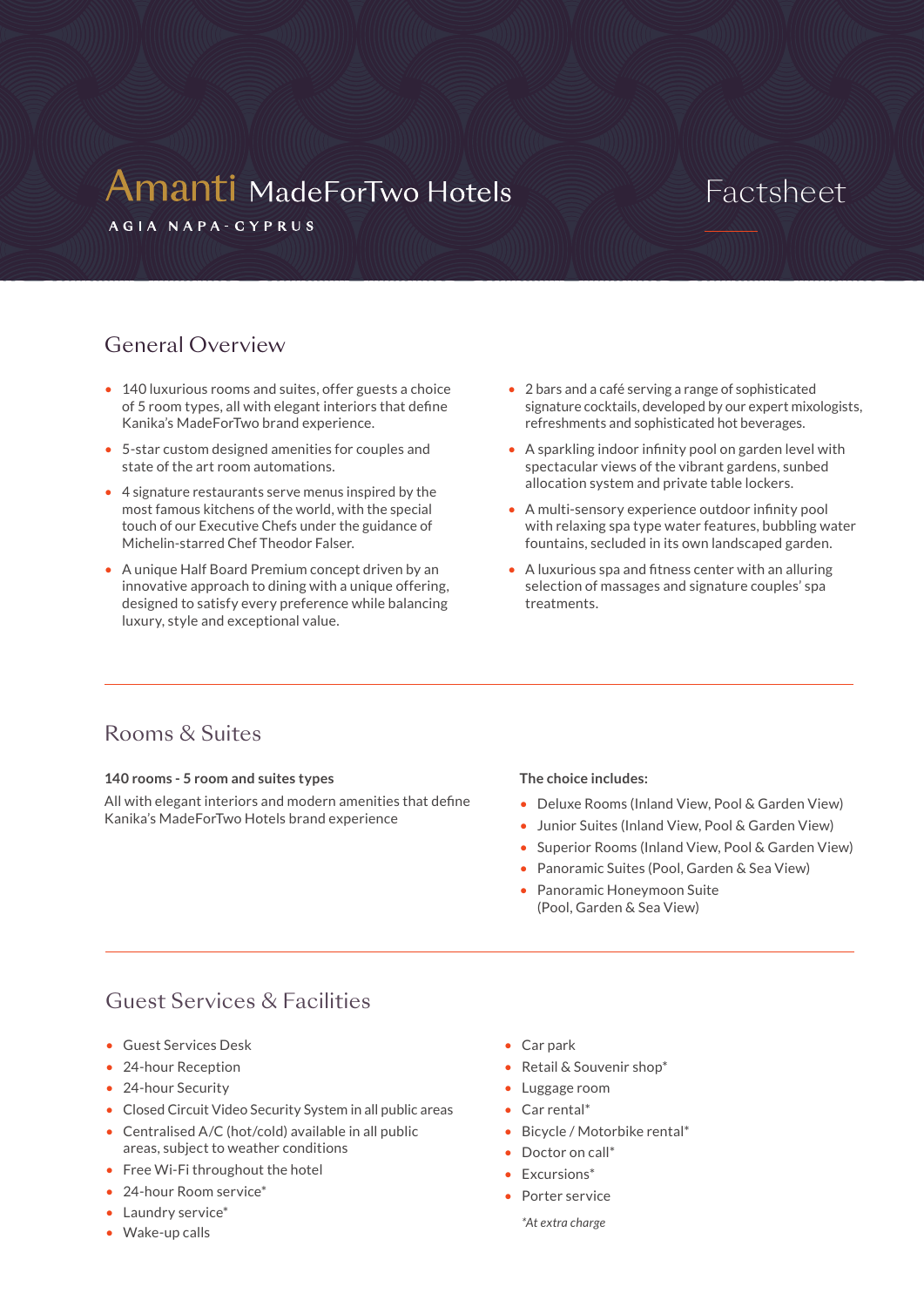# Amanti MadeForTwo Hotels

AGIA NAPA - CYPRUS

Factsheet

## General Overview

- 140 luxurious rooms and suites, offer guests a choice of 5 room types, all with elegant interiors that define Kanika's MadeForTwo brand experience.
- 5-star custom designed amenities for couples and state of the art room automations.
- 4 signature restaurants serve menus inspired by the most famous kitchens of the world, with the special touch of our Executive Chefs under the guidance of Michelin-starred Chef Theodor Falser.
- A unique Half Board Premium concept driven by an innovative approach to dining with a unique offering, designed to satisfy every preference while balancing luxury, style and exceptional value.
- 2 bars and a café serving a range of sophisticated signature cocktails, developed by our expert mixologists, refreshments and sophisticated hot beverages.
- A sparkling indoor infinity pool on garden level with spectacular views of the vibrant gardens, sunbed allocation system and private table lockers.
- A multi-sensory experience outdoor infinity pool with relaxing spa type water features, bubbling water fountains, secluded in its own landscaped garden.
- A luxurious spa and fitness center with an alluring selection of massages and signature couples' spa treatments.

## Rooms & Suites

**140 rooms - 5 room and suites types**

All with elegant interiors and modern amenities that define Kanika's MadeForTwo Hotels brand experience

**The choice includes:**

- Deluxe Rooms (Inland View, Pool & Garden View)
- Junior Suites (Inland View, Pool & Garden View)
- Superior Rooms (Inland View, Pool & Garden View)
- Panoramic Suites (Pool, Garden & Sea View)
- Panoramic Honeymoon Suite (Pool, Garden & Sea View)

## Guest Services & Facilities

- Guest Services Desk
- 24-hour Reception
- 24-hour Security
- Closed Circuit Video Security System in all public areas
- Centralised A/C (hot/cold) available in all public areas, subject to weather conditions
- Free Wi-Fi throughout the hotel
- 24-hour Room service*
- Laundry service*
- Wake-up calls
- Car park
- Retail & Souvenir shop*
- Luggage room
- Car rental*
- Bicycle / Motorbike rental*
- Doctor on call*
- Excursions*
- Porter service

*\*At extra charge*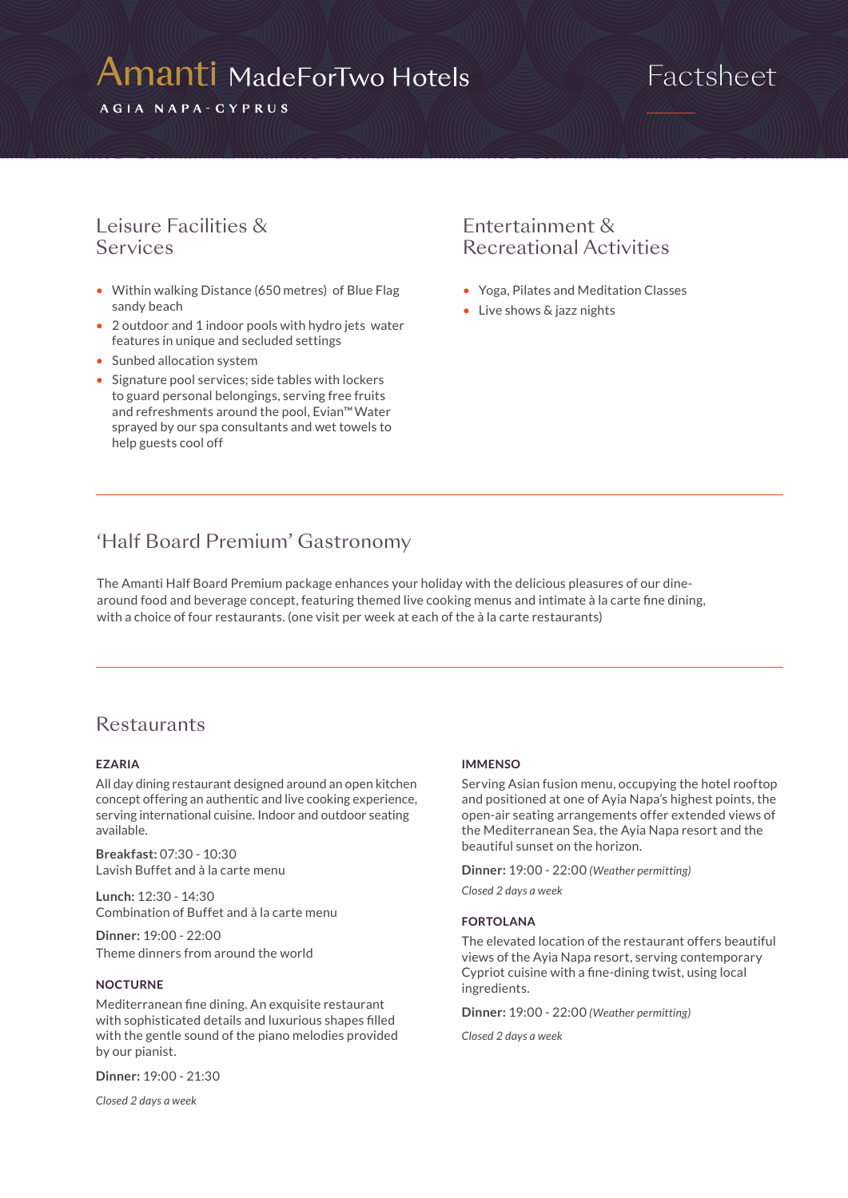# Amanti MadeForTwo Hotels

AGIA NAPA - CYPRUS

Factsheet

## Leisure Facilities & Services

- Within walking Distance (650 metres) of Blue Flag sandy beach
- 2 outdoor and 1 indoor pools with hydro jets water features in unique and secluded settings
- Sunbed allocation system
- Signature pool services; side tables with lockers to guard personal belongings, serving free fruits and refreshments around the pool, Evian™ Water sprayed by our spa consultants and wet towels to help guests cool off

## Entertainment & Recreational Activities

- Yoga, Pilates and Meditation Classes
- Live shows & jazz nights

## 'Half Board Premium' Gastronomy

The Amanti Half Board Premium package enhances your holiday with the delicious pleasures of our dine-around food and beverage concept, featuring themed live cooking menus and intimate à la carte fine dining, with a choice of four restaurants. (one visit per week at each of the à la carte restaurants)

## Restaurants

### EZARIA

All day dining restaurant designed around an open kitchen concept offering an authentic and live cooking experience, serving international cuisine. Indoor and outdoor seating available.

**Breakfast:** 07:30 - 10:30
Lavish Buffet and à la carte menu

**Lunch:** 12:30 - 14:30
Combination of Buffet and à la carte menu

**Dinner:** 19:00 - 22:00
Theme dinners from around the world

### NOCTURNE

Mediterranean fine dining. An exquisite restaurant with sophisticated details and luxurious shapes filled with the gentle sound of the piano melodies provided by our pianist.

**Dinner:** 19:00 - 21:30

*Closed 2 days a week*

### IMMENSO

Serving Asian fusion menu, occupying the hotel rooftop and positioned at one of Ayia Napa's highest points, the open-air seating arrangements offer extended views of the Mediterranean Sea, the Ayia Napa resort and the beautiful sunset on the horizon.

**Dinner:** 19:00 - 22:00 *(Weather permitting)*

*Closed 2 days a week*

### FORTOLANA

The elevated location of the restaurant offers beautiful views of the Ayia Napa resort, serving contemporary Cypriot cuisine with a fine-dining twist, using local ingredients.

**Dinner:** 19:00 - 22:00 *(Weather permitting)*

*Closed 2 days a week*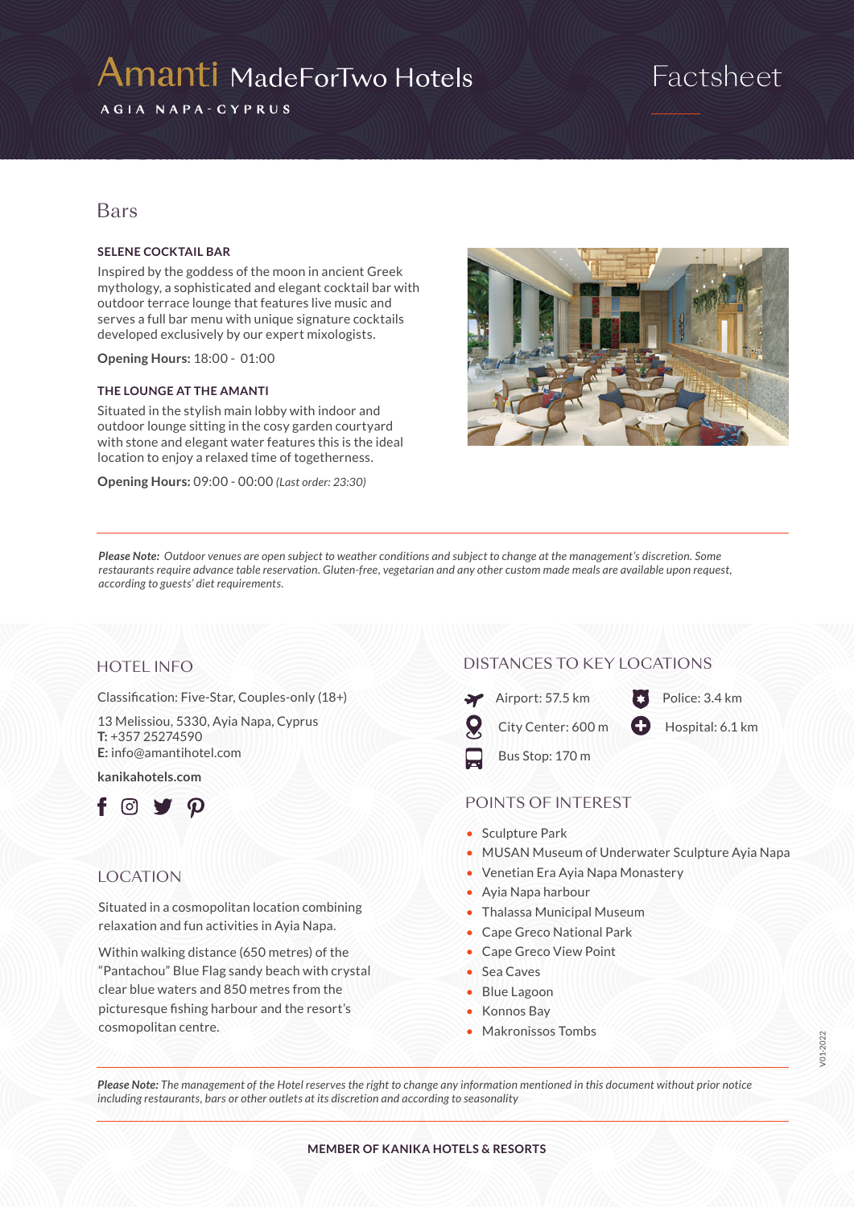# Amanti MadeForTwo Hotels

AGIA NAPA - CYPRUS

Factsheet

## Bars

### SELENE COCKTAIL BAR

Inspired by the goddess of the moon in ancient Greek mythology, a sophisticated and elegant cocktail bar with outdoor terrace lounge that features live music and serves a full bar menu with unique signature cocktails developed exclusively by our expert mixologists.

**Opening Hours:** 18:00 - 01:00

### THE LOUNGE AT THE AMANTI

Situated in the stylish main lobby with indoor and outdoor lounge sitting in the cosy garden courtyard with stone and elegant water features this is the ideal location to enjoy a relaxed time of togetherness.

**Opening Hours:** 09:00 - 00:00 *(Last order: 23:30)*

***Please Note:*** *Outdoor venues are open subject to weather conditions and subject to change at the management's discretion. Some restaurants require advance table reservation. Gluten-free, vegetarian and any other custom made meals are available upon request, according to guests' diet requirements.*

## HOTEL INFO

Classification: Five-Star, Couples-only (18+)

13 Melissiou, 5330, Ayia Napa, Cyprus
**T:** +357 25274590
**E:** info@amantihotel.com

**kanikahotels.com**

## LOCATION

Situated in a cosmopolitan location combining relaxation and fun activities in Ayia Napa.

Within walking distance (650 metres) of the "Pantachou" Blue Flag sandy beach with crystal clear blue waters and 850 metres from the picturesque fishing harbour and the resort's cosmopolitan centre.

## DISTANCES TO KEY LOCATIONS

- Airport: 57.5 km
- Police: 3.4 km
- City Center: 600 m
- Hospital: 6.1 km
- Bus Stop: 170 m

## POINTS OF INTEREST

- Sculpture Park
- MUSAN Museum of Underwater Sculpture Ayia Napa
- Venetian Era Ayia Napa Monastery
- Ayia Napa harbour
- Thalassa Municipal Museum
- Cape Greco National Park
- Cape Greco View Point
- Sea Caves
- Blue Lagoon
- Konnos Bay
- Makronissos Tombs

***Please Note:*** *The management of the Hotel reserves the right to change any information mentioned in this document without prior notice including restaurants, bars or other outlets at its discretion and according to seasonality*

**MEMBER OF KANIKA HOTELS & RESORTS**

V01 2022